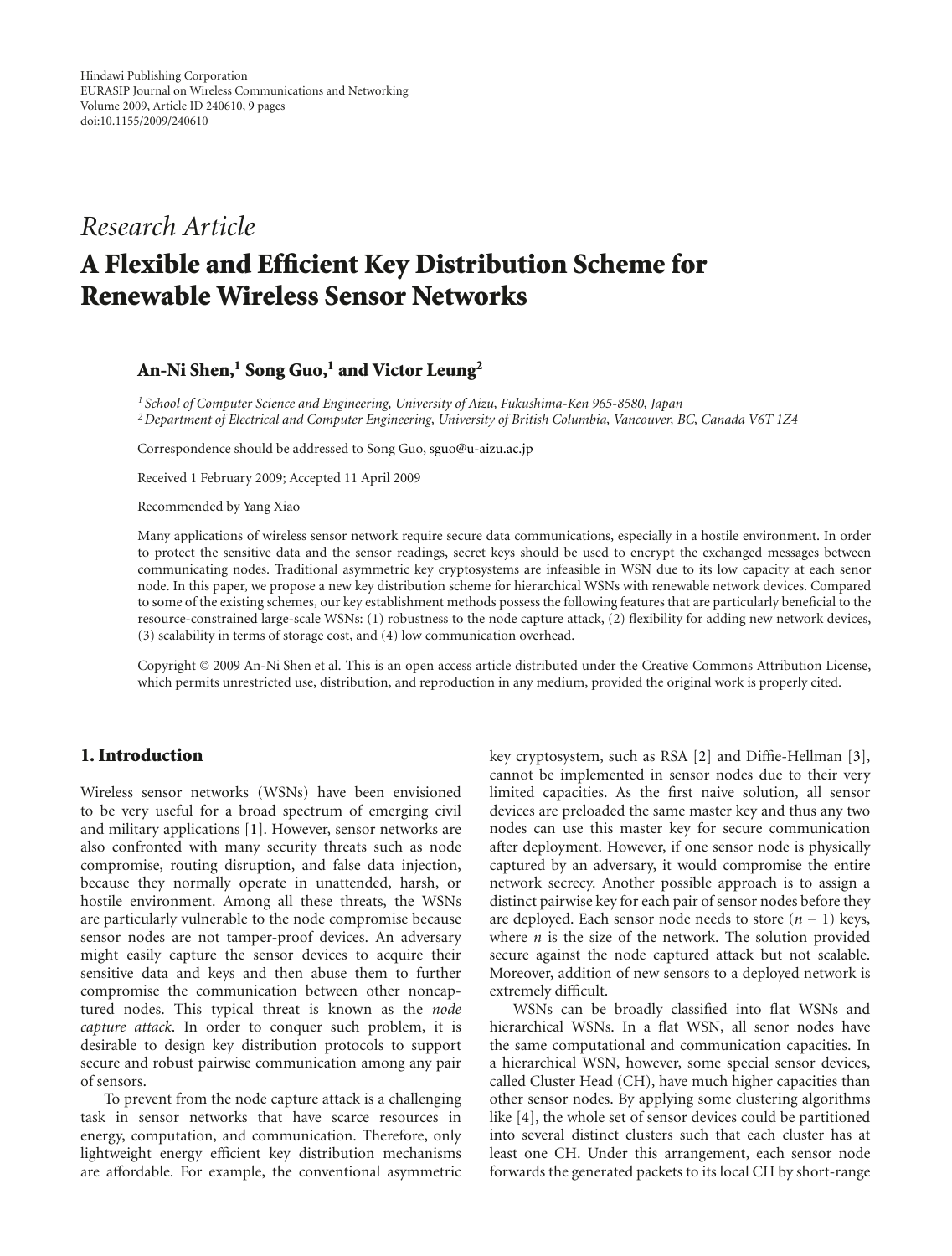Hindawi Publishing Corporation
EURASIP Journal on Wireless Communications and Networking
Volume 2009, Article ID 240610, 9 pages
doi:10.1155/2009/240610

*Research Article*

# A Flexible and Efficient Key Distribution Scheme for Renewable Wireless Sensor Networks

**An-Ni Shen,[1] Song Guo,[1] and Victor Leung[2]**

[1] *School of Computer Science and Engineering, University of Aizu, Fukushima-Ken 965-8580, Japan*
[2] *Department of Electrical and Computer Engineering, University of British Columbia, Vancouver, BC, Canada V6T 1Z4*

Correspondence should be addressed to Song Guo, sguo@u-aizu.ac.jp

Received 1 February 2009; Accepted 11 April 2009

Recommended by Yang Xiao

Many applications of wireless sensor network require secure data communications, especially in a hostile environment. In order to protect the sensitive data and the sensor readings, secret keys should be used to encrypt the exchanged messages between communicating nodes. Traditional asymmetric key cryptosystems are infeasible in WSN due to its low capacity at each senor node. In this paper, we propose a new key distribution scheme for hierarchical WSNs with renewable network devices. Compared to some of the existing schemes, our key establishment methods possess the following features that are particularly beneficial to the resource-constrained large-scale WSNs: (1) robustness to the node capture attack, (2) flexibility for adding new network devices, (3) scalability in terms of storage cost, and (4) low communication overhead.

Copyright © 2009 An-Ni Shen et al. This is an open access article distributed under the Creative Commons Attribution License, which permits unrestricted use, distribution, and reproduction in any medium, provided the original work is properly cited.

## 1. Introduction

Wireless sensor networks (WSNs) have been envisioned to be very useful for a broad spectrum of emerging civil and military applications [1]. However, sensor networks are also confronted with many security threats such as node compromise, routing disruption, and false data injection, because they normally operate in unattended, harsh, or hostile environment. Among all these threats, the WSNs are particularly vulnerable to the node compromise because sensor nodes are not tamper-proof devices. An adversary might easily capture the sensor devices to acquire their sensitive data and keys and then abuse them to further compromise the communication between other noncaptured nodes. This typical threat is known as the *node capture attack*. In order to conquer such problem, it is desirable to design key distribution protocols to support secure and robust pairwise communication among any pair of sensors.

To prevent from the node capture attack is a challenging task in sensor networks that have scarce resources in energy, computation, and communication. Therefore, only lightweight energy efficient key distribution mechanisms are affordable. For example, the conventional asymmetric key cryptosystem, such as RSA [2] and Diffie-Hellman [3], cannot be implemented in sensor nodes due to their very limited capacities. As the first naive solution, all sensor devices are preloaded the same master key and thus any two nodes can use this master key for secure communication after deployment. However, if one sensor node is physically captured by an adversary, it would compromise the entire network secrecy. Another possible approach is to assign a distinct pairwise key for each pair of sensor nodes before they are deployed. Each sensor node needs to store $(n - 1)$ keys, where $n$ is the size of the network. The solution provided secure against the node captured attack but not scalable. Moreover, addition of new sensors to a deployed network is extremely difficult.

WSNs can be broadly classified into flat WSNs and hierarchical WSNs. In a flat WSN, all senor nodes have the same computational and communication capacities. In a hierarchical WSN, however, some special sensor devices, called Cluster Head (CH), have much higher capacities than other sensor nodes. By applying some clustering algorithms like [4], the whole set of sensor devices could be partitioned into several distinct clusters such that each cluster has at least one CH. Under this arrangement, each sensor node forwards the generated packets to its local CH by short-range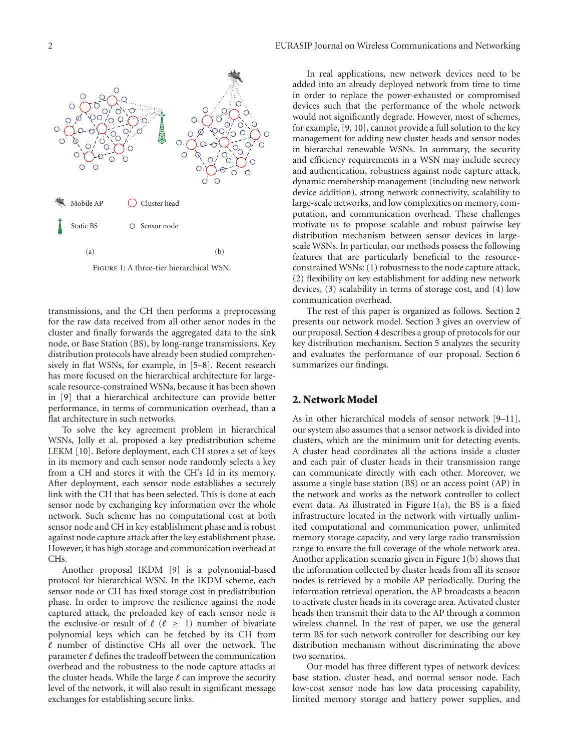Figure 1: A three-tier hierarchical WSN.

transmissions, and the CH then performs a preprocessing for the raw data received from all other senor nodes in the cluster and finally forwards the aggregated data to the sink node, or Base Station (BS), by long-range transmissions. Key distribution protocols have already been studied comprehensively in flat WSNs, for example, in [5–8]. Recent research has more focused on the hierarchical architecture for large-scale resource-constrained WSNs, because it has been shown in [9] that a hierarchical architecture can provide better performance, in terms of communication overhead, than a flat architecture in such networks.

To solve the key agreement problem in hierarchical WSNs, Jolly et al. proposed a key predistribution scheme LEKM [10]. Before deployment, each CH stores a set of keys in its memory and each sensor node randomly selects a key from a CH and stores it with the CH's Id in its memory. After deployment, each sensor node establishes a securely link with the CH that has been selected. This is done at each sensor node by exchanging key information over the whole network. Such scheme has no computational cost at both sensor node and CH in key establishment phase and is robust against node capture attack after the key establishment phase. However, it has high storage and communication overhead at CHs.

Another proposal IKDM [9] is a polynomial-based protocol for hierarchical WSN. In the IKDM scheme, each sensor node or CH has fixed storage cost in predistribution phase. In order to improve the resilience against the node captured attack, the preloaded key of each sensor node is the exclusive-or result of $\ell$ ($\ell \geq 1$) number of bivariate polynomial keys which can be fetched by its CH from $\ell$ number of distinctive CHs all over the network. The parameter $\ell$ defines the tradeoff between the communication overhead and the robustness to the node capture attacks at the cluster heads. While the large $\ell$ can improve the security level of the network, it will also result in significant message exchanges for establishing secure links.

In real applications, new network devices need to be added into an already deployed network from time to time in order to replace the power-exhausted or compromised devices such that the performance of the whole network would not significantly degrade. However, most of schemes, for example, [9, 10], cannot provide a full solution to the key management for adding new cluster heads and sensor nodes in hierarchal renewable WSNs. In summary, the security and efficiency requirements in a WSN may include secrecy and authentication, robustness against node capture attack, dynamic membership management (including new network device addition), strong network connectivity, scalability to large-scale networks, and low complexities on memory, computation, and communication overhead. These challenges motivate us to propose scalable and robust pairwise key distribution mechanism between sensor devices in large-scale WSNs. In particular, our methods possess the following features that are particularly beneficial to the resource-constrained WSNs: (1) robustness to the node capture attack, (2) flexibility on key establishment for adding new network devices, (3) scalability in terms of storage cost, and (4) low communication overhead.

The rest of this paper is organized as follows. Section 2 presents our network model. Section 3 gives an overview of our proposal. Section 4 describes a group of protocols for our key distribution mechanism. Section 5 analyzes the security and evaluates the performance of our proposal. Section 6 summarizes our findings.

## 2. Network Model

As in other hierarchical models of sensor network [9–11], our system also assumes that a sensor network is divided into clusters, which are the minimum unit for detecting events. A cluster head coordinates all the actions inside a cluster and each pair of cluster heads in their transmission range can communicate directly with each other. Moreover, we assume a single base station (BS) or an access point (AP) in the network and works as the network controller to collect event data. As illustrated in Figure 1(a), the BS is a fixed infrastructure located in the network with virtually unlimited computational and communication power, unlimited memory storage capacity, and very large radio transmission range to ensure the full coverage of the whole network area. Another application scenario given in Figure 1(b) shows that the information collected by cluster heads from all its sensor nodes is retrieved by a mobile AP periodically. During the information retrieval operation, the AP broadcasts a beacon to activate cluster heads in its coverage area. Activated cluster heads then transmit their data to the AP through a common wireless channel. In the rest of paper, we use the general term BS for such network controller for describing our key distribution mechanism without discriminating the above two scenarios.

Our model has three different types of network devices: base station, cluster head, and normal sensor node. Each low-cost sensor node has low data processing capability, limited memory storage and battery power supplies, and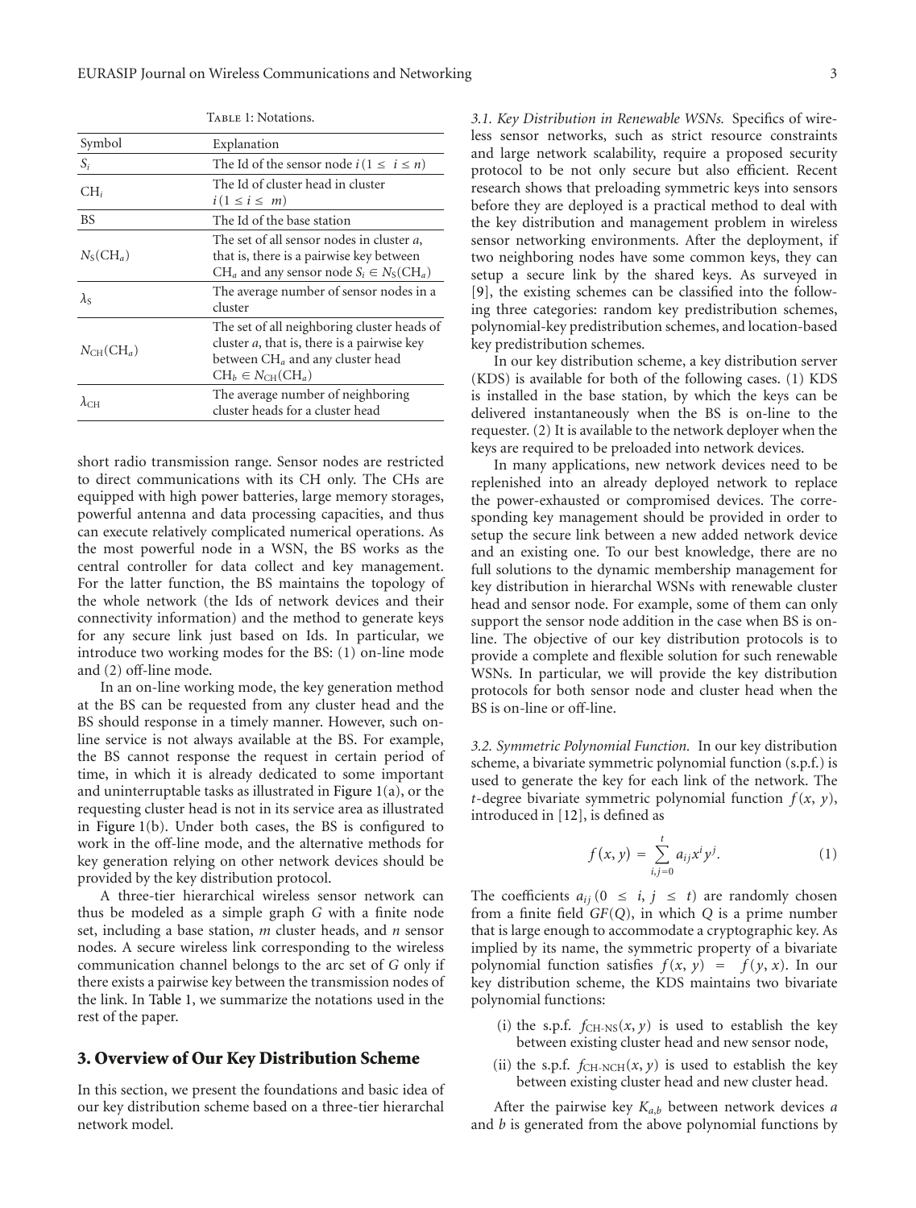Table 1: Notations.

| Symbol | Explanation |
|---|---|
| $S_i$ | The Id of the sensor node $i (1 \leq i \leq n)$ |
| $\mathrm{CH}_i$ | The Id of cluster head in cluster $i (1 \leq i \leq m)$ |
| BS | The Id of the base station |
| $N_{\mathrm{S}}(\mathrm{CH}_a)$ | The set of all sensor nodes in cluster $a$, that is, there is a pairwise key between $\mathrm{CH}_a$ and any sensor node $S_i \in N_{\mathrm{S}}(\mathrm{CH}_a)$ |
| $\lambda_{\mathrm{S}}$ | The average number of sensor nodes in a cluster |
| $N_{\mathrm{CH}}(\mathrm{CH}_a)$ | The set of all neighboring cluster heads of cluster $a$, that is, there is a pairwise key between $\mathrm{CH}_a$ and any cluster head $\mathrm{CH}_b \in N_{\mathrm{CH}}(\mathrm{CH}_a)$ |
| $\lambda_{\mathrm{CH}}$ | The average number of neighboring cluster heads for a cluster head |

short radio transmission range. Sensor nodes are restricted to direct communications with its CH only. The CHs are equipped with high power batteries, large memory storages, powerful antenna and data processing capacities, and thus can execute relatively complicated numerical operations. As the most powerful node in a WSN, the BS works as the central controller for data collect and key management. For the latter function, the BS maintains the topology of the whole network (the Ids of network devices and their connectivity information) and the method to generate keys for any secure link just based on Ids. In particular, we introduce two working modes for the BS: (1) on-line mode and (2) off-line mode.

In an on-line working mode, the key generation method at the BS can be requested from any cluster head and the BS should response in a timely manner. However, such on-line service is not always available at the BS. For example, the BS cannot response the request in certain period of time, in which it is already dedicated to some important and uninterruptable tasks as illustrated in Figure 1(a), or the requesting cluster head is not in its service area as illustrated in Figure 1(b). Under both cases, the BS is configured to work in the off-line mode, and the alternative methods for key generation relying on other network devices should be provided by the key distribution protocol.

A three-tier hierarchical wireless sensor network can thus be modeled as a simple graph $G$ with a finite node set, including a base station, $m$ cluster heads, and $n$ sensor nodes. A secure wireless link corresponding to the wireless communication channel belongs to the arc set of $G$ only if there exists a pairwise key between the transmission nodes of the link. In Table 1, we summarize the notations used in the rest of the paper.

## 3. Overview of Our Key Distribution Scheme

In this section, we present the foundations and basic idea of our key distribution scheme based on a three-tier hierarchal network model.

*3.1. Key Distribution in Renewable WSNs.* Specifics of wireless sensor networks, such as strict resource constraints and large network scalability, require a proposed security protocol to be not only secure but also efficient. Recent research shows that preloading symmetric keys into sensors before they are deployed is a practical method to deal with the key distribution and management problem in wireless sensor networking environments. After the deployment, if two neighboring nodes have some common keys, they can setup a secure link by the shared keys. As surveyed in [9], the existing schemes can be classified into the following three categories: random key predistribution schemes, polynomial-key predistribution schemes, and location-based key predistribution schemes.

In our key distribution scheme, a key distribution server (KDS) is available for both of the following cases. (1) KDS is installed in the base station, by which the keys can be delivered instantaneously when the BS is on-line to the requester. (2) It is available to the network deployer when the keys are required to be preloaded into network devices.

In many applications, new network devices need to be replenished into an already deployed network to replace the power-exhausted or compromised devices. The corresponding key management should be provided in order to setup the secure link between a new added network device and an existing one. To our best knowledge, there are no full solutions to the dynamic membership management for key distribution in hierarchal WSNs with renewable cluster head and sensor node. For example, some of them can only support the sensor node addition in the case when BS is on-line. The objective of our key distribution protocols is to provide a complete and flexible solution for such renewable WSNs. In particular, we will provide the key distribution protocols for both sensor node and cluster head when the BS is on-line or off-line.

*3.2. Symmetric Polynomial Function.* In our key distribution scheme, a bivariate symmetric polynomial function (s.p.f.) is used to generate the key for each link of the network. The $t$-degree bivariate symmetric polynomial function $f(x, y)$, introduced in [12], is defined as

$$f(x, y) = \sum_{i,j=0}^{t} a_{ij} x^i y^j. \tag{1}$$

The coefficients $a_{ij}$ $(0 \leq i, j \leq t)$ are randomly chosen from a finite field $GF(Q)$, in which $Q$ is a prime number that is large enough to accommodate a cryptographic key. As implied by its name, the symmetric property of a bivariate polynomial function satisfies $f(x, y) = f(y, x)$. In our key distribution scheme, the KDS maintains two bivariate polynomial functions:

(i) the s.p.f. $f_{\text{CH-NS}}(x, y)$ is used to establish the key between existing cluster head and new sensor node,

(ii) the s.p.f. $f_{\text{CH-NCH}}(x, y)$ is used to establish the key between existing cluster head and new cluster head.

After the pairwise key $K_{a,b}$ between network devices $a$ and $b$ is generated from the above polynomial functions by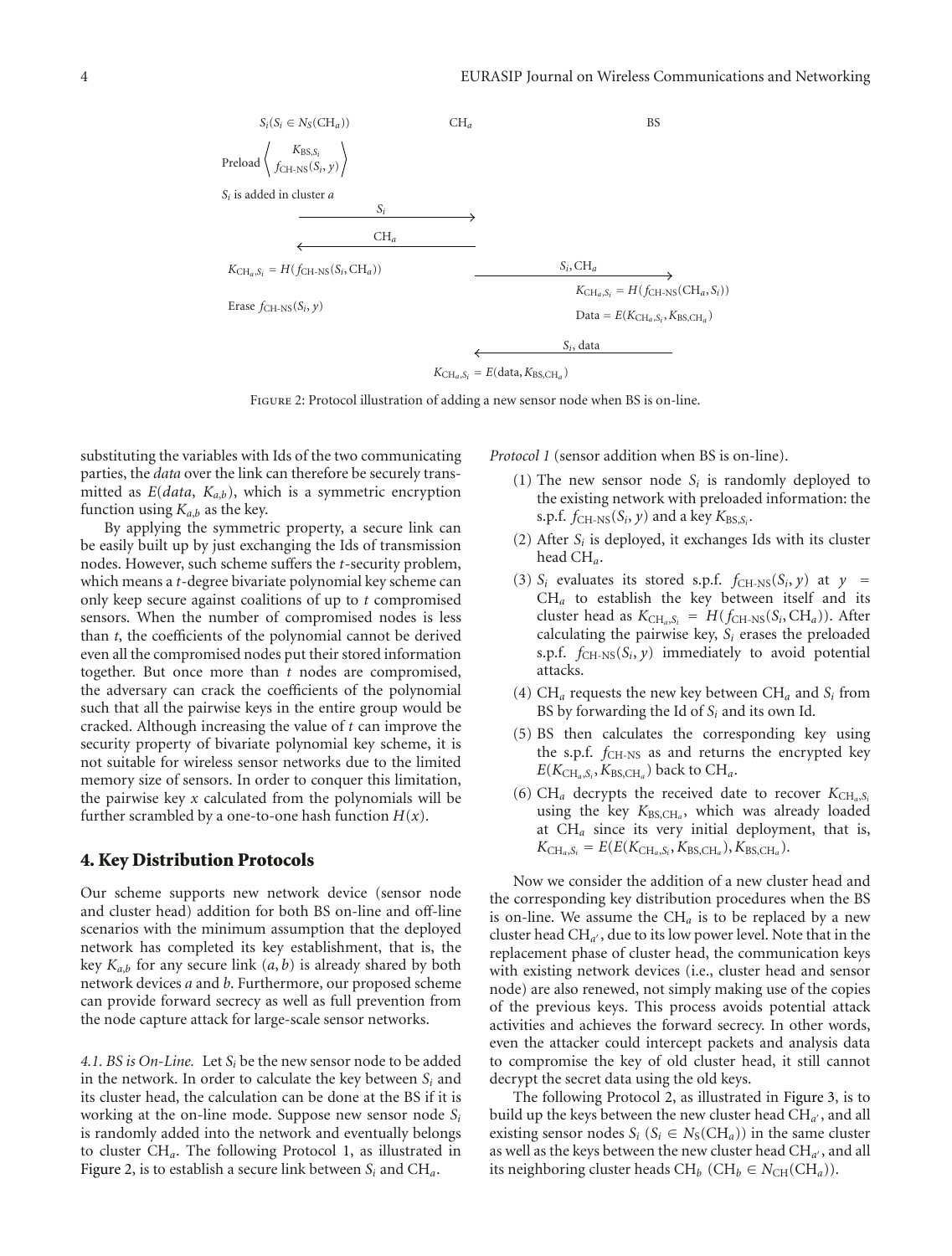$S_i (S_i \in N_S(\text{CH}_a))$ CH$_a$ BS

Preload $\left\langle \begin{array}{c} K_{\text{BS},S_i} \\ f_{\text{CH-NS}}(S_i, y) \end{array} \right\rangle$

$S_i$ is added in cluster $a$

$S_i$ →

← CH$_a$

$K_{\text{CH}_a,S_i} = H(f_{\text{CH-NS}}(S_i, \text{CH}_a))$

$S_i$, CH$_a$ →

$K_{\text{CH}_a,S_i} = H(f_{\text{CH-NS}}(\text{CH}_a, S_i))$

Erase $f_{\text{CH-NS}}(S_i, y)$

$\text{Data} = E(K_{\text{CH}_a,S_i}, K_{\text{BS},\text{CH}_a})$

← $S_i$, data

$K_{\text{CH}_a,S_i} = E(\text{data}, K_{\text{BS},\text{CH}_a})$

Figure 2: Protocol illustration of adding a new sensor node when BS is on-line.

substituting the variables with Ids of the two communicating parties, the *data* over the link can therefore be securely transmitted as $E(data, K_{a,b})$, which is a symmetric encryption function using $K_{a,b}$ as the key.

By applying the symmetric property, a secure link can be easily built up by just exchanging the Ids of transmission nodes. However, such scheme suffers the $t$-security problem, which means a $t$-degree bivariate polynomial key scheme can only keep secure against coalitions of up to $t$ compromised sensors. When the number of compromised nodes is less than $t$, the coefficients of the polynomial cannot be derived even all the compromised nodes put their stored information together. But once more than $t$ nodes are compromised, the adversary can crack the coefficients of the polynomial such that all the pairwise keys in the entire group would be cracked. Although increasing the value of $t$ can improve the security property of bivariate polynomial key scheme, it is not suitable for wireless sensor networks due to the limited memory size of sensors. In order to conquer this limitation, the pairwise key $x$ calculated from the polynomials will be further scrambled by a one-to-one hash function $H(x)$.

## 4. Key Distribution Protocols

Our scheme supports new network device (sensor node and cluster head) addition for both BS on-line and off-line scenarios with the minimum assumption that the deployed network has completed its key establishment, that is, the key $K_{a,b}$ for any secure link $(a, b)$ is already shared by both network devices $a$ and $b$. Furthermore, our proposed scheme can provide forward secrecy as well as full prevention from the node capture attack for large-scale sensor networks.

*4.1. BS is On-Line.* Let $S_i$ be the new sensor node to be added in the network. In order to calculate the key between $S_i$ and its cluster head, the calculation can be done at the BS if it is working at the on-line mode. Suppose new sensor node $S_i$ is randomly added into the network and eventually belongs to cluster CH$_a$. The following Protocol 1, as illustrated in Figure 2, is to establish a secure link between $S_i$ and CH$_a$.

*Protocol 1* (sensor addition when BS is on-line).

(1) The new sensor node $S_i$ is randomly deployed to the existing network with preloaded information: the s.p.f. $f_{\text{CH-NS}}(S_i, y)$ and a key $K_{\text{BS},S_i}$.

(2) After $S_i$ is deployed, it exchanges Ids with its cluster head CH$_a$.

(3) $S_i$ evaluates its stored s.p.f. $f_{\text{CH-NS}}(S_i, y)$ at $y = \text{CH}_a$ to establish the key between itself and its cluster head as $K_{\text{CH}_a,S_i} = H(f_{\text{CH-NS}}(S_i, \text{CH}_a))$. After calculating the pairwise key, $S_i$ erases the preloaded s.p.f. $f_{\text{CH-NS}}(S_i, y)$ immediately to avoid potential attacks.

(4) CH$_a$ requests the new key between CH$_a$ and $S_i$ from BS by forwarding the Id of $S_i$ and its own Id.

(5) BS then calculates the corresponding key using the s.p.f. $f_{\text{CH-NS}}$ as and returns the encrypted key $E(K_{\text{CH}_a,S_i}, K_{\text{BS},\text{CH}_a})$ back to CH$_a$.

(6) CH$_a$ decrypts the received date to recover $K_{\text{CH}_a,S_i}$ using the key $K_{\text{BS},\text{CH}_a}$, which was already loaded at CH$_a$ since its very initial deployment, that is, $K_{\text{CH}_a,S_i} = E(E(K_{\text{CH}_a,S_i}, K_{\text{BS},\text{CH}_a}), K_{\text{BS},\text{CH}_a})$.

Now we consider the addition of a new cluster head and the corresponding key distribution procedures when the BS is on-line. We assume the CH$_a$ is to be replaced by a new cluster head CH$_{a'}$, due to its low power level. Note that in the replacement phase of cluster head, the communication keys with existing network devices (i.e., cluster head and sensor node) are also renewed, not simply making use of the copies of the previous keys. This process avoids potential attack activities and achieves the forward secrecy. In other words, even the attacker could intercept packets and analysis data to compromise the key of old cluster head, it still cannot decrypt the secret data using the old keys.

The following Protocol 2, as illustrated in Figure 3, is to build up the keys between the new cluster head CH$_{a'}$, and all existing sensor nodes $S_i$ ($S_i \in N_S(\text{CH}_a)$) in the same cluster as well as the keys between the new cluster head CH$_{a'}$, and all its neighboring cluster heads CH$_b$ ($\text{CH}_b \in N_{\text{CH}}(\text{CH}_a)$).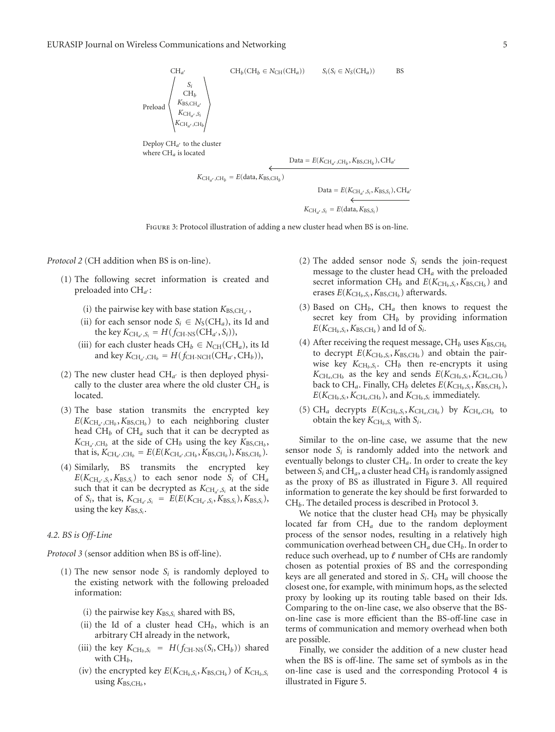Preload $\langle S_i, CH_b, K_{BS,CH_{a'}}, K_{CH_{a'},S_i}, K_{CH_{a'},CH_b} \rangle$

$CH_{a'}$ | $CH_b (CH_b \in N_{CH}(CH_a))$ | $S_i (S_i \in N_S(CH_a))$ | BS

Deploy $CH_{a'}$ to the cluster where $CH_a$ is located

Data $= E(K_{CH_{a'},CH_b}, K_{BS,CH_b}), CH_{a'}$

$K_{CH_{a'},CH_b} = E(\text{data}, K_{BS,CH_b})$

Data $= E(K_{CH_{a'},S_i}, K_{BS,S_i}), CH_{a'}$

$K_{CH_{a'},S_i} = E(\text{data}, K_{BS,S_i})$

Figure 3: Protocol illustration of adding a new cluster head when BS is on-line.

*Protocol 2* (CH addition when BS is on-line).

(1) The following secret information is created and preloaded into $CH_{a'}$:

(i) the pairwise key with base station $K_{BS,CH_{a'}}$,

(ii) for each sensor node $S_i \in N_S(CH_a)$, its Id and the key $K_{CH_{a'},S_i} = H(f_{CH\text{-}NS}(CH_{a'}, S_i))$,

(iii) for each cluster heads $CH_b \in N_{CH}(CH_a)$, its Id and key $K_{CH_{a'},CH_b} = H(f_{CH\text{-}NCH}(CH_{a'}, CH_b))$,

(2) The new cluster head $CH_{a'}$ is then deployed physically to the cluster area where the old cluster $CH_a$ is located.

(3) The base station transmits the encrypted key $E(K_{CH_{a'},CH_b}, K_{BS,CH_b})$ to each neighboring cluster head $CH_b$ of $CH_a$ such that it can be decrypted as $K_{CH_{a'},CH_b}$ at the side of $CH_b$ using the key $K_{BS,CH_b}$, that is, $K_{CH_{a'},CH_b} = E(E(K_{CH_{a'},CH_b}, K_{BS,CH_b}), K_{BS,CH_b})$.

(4) Similarly, BS transmits the encrypted key $E(K_{CH_{a'},S_i}, K_{BS,S_i})$ to each senor node $S_i$ of $CH_a$ such that it can be decrypted as $K_{CH_{a'},S_i}$ at the side of $S_i$, that is, $K_{CH_{a'},S_i} = E(E(K_{CH_{a'},S_i}, K_{BS,S_i}), K_{BS,S_i})$, using the key $K_{BS,S_i}$.

### 4.2. BS is Off-Line

*Protocol 3* (sensor addition when BS is off-line).

(1) The new sensor node $S_i$ is randomly deployed to the existing network with the following preloaded information:

(i) the pairwise key $K_{BS,S_i}$ shared with BS,

(ii) the Id of a cluster head $CH_b$, which is an arbitrary CH already in the network,

(iii) the key $K_{CH_b,S_i} = H(f_{CH\text{-}NS}(S_i, CH_b))$ shared with $CH_b$,

(iv) the encrypted key $E(K_{CH_b,S_i}, K_{BS,CH_b})$ of $K_{CH_b,S_i}$ using $K_{BS,CH_b}$,

(2) The added sensor node $S_i$ sends the join-request message to the cluster head $CH_a$ with the preloaded secret information $CH_b$ and $E(K_{CH_b,S_i}, K_{BS,CH_b})$ and erases $E(K_{CH_b,S_i}, K_{BS,CH_b})$ afterwards.

(3) Based on $CH_b$, $CH_a$ then knows to request the secret key from $CH_b$ by providing information $E(K_{CH_b,S_i}, K_{BS,CH_b})$ and Id of $S_i$.

(4) After receiving the request message, $CH_b$ uses $K_{BS,CH_b}$ to decrypt $E(K_{CH_b,S_i}, K_{BS,CH_b})$ and obtain the pairwise key $K_{CH_b,S_i}$. $CH_b$ then re-encrypts it using $K_{CH_a,CH_b}$ as the key and sends $E(K_{CH_b,S_i}, K_{CH_a,CH_b})$ back to $CH_a$. Finally, $CH_b$ deletes $E(K_{CH_b,S_i}, K_{BS,CH_b})$, $E(K_{CH_b,S_i}, K_{CH_a,CH_b})$, and $K_{CH_b,S_i}$ immediately.

(5) $CH_a$ decrypts $E(K_{CH_b,S_i}, K_{CH_a,CH_b})$ by $K_{CH_a,CH_b}$ to obtain the key $K_{CH_b,S_i}$ with $S_i$.

Similar to the on-line case, we assume that the new sensor node $S_i$ is randomly added into the network and eventually belongs to cluster $CH_a$. In order to create the key between $S_i$ and $CH_a$, a cluster head $CH_b$ is randomly assigned as the proxy of BS as illustrated in Figure 3. All required information to generate the key should be first forwarded to $CH_b$. The detailed process is described in Protocol 3.

We notice that the cluster head $CH_b$ may be physically located far from $CH_a$ due to the random deployment process of the sensor nodes, resulting in a relatively high communication overhead between $CH_a$ due $CH_b$. In order to reduce such overhead, up to $\ell$ number of CHs are randomly chosen as potential proxies of BS and the corresponding keys are all generated and stored in $S_i$. $CH_a$ will choose the closest one, for example, with minimum hops, as the selected proxy by looking up its routing table based on their Ids. Comparing to the on-line case, we also observe that the BS-on-line case is more efficient than the BS-off-line case in terms of communication and memory overhead when both are possible.

Finally, we consider the addition of a new cluster head when the BS is off-line. The same set of symbols as in the on-line case is used and the corresponding Protocol 4 is illustrated in Figure 5.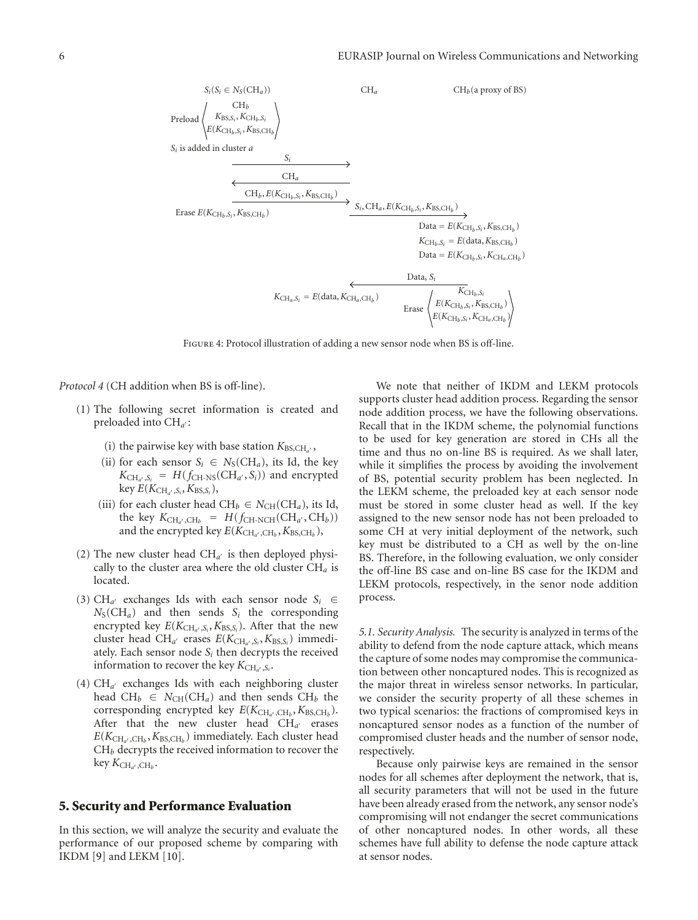$S_i (S_i \in N_S(\mathrm{CH}_a))$

$\mathrm{CH}_a$

$\mathrm{CH}_b$(a proxy of BS)

Preload $\left\langle \begin{matrix} \mathrm{CH}_b \\ K_{\mathrm{BS},S_i}, K_{\mathrm{CH}_b,S_i} \\ E(K_{\mathrm{CH}_b,S_i}, K_{\mathrm{BS},\mathrm{CH}_b}) \end{matrix} \right\rangle$

$S_i$ is added in cluster $a$

$S_i$

$\mathrm{CH}_a$

$\mathrm{CH}_b, E(K_{\mathrm{CH}_b,S_i}, K_{\mathrm{BS},\mathrm{CH}_b})$

Erase $E(K_{\mathrm{CH}_b,S_i}, K_{\mathrm{BS},\mathrm{CH}_b})$

$S_i, \mathrm{CH}_a, E(K_{\mathrm{CH}_b,S_i}, K_{\mathrm{BS},\mathrm{CH}_b})$

$\mathrm{Data} = E(K_{\mathrm{CH}_b,S_i}, K_{\mathrm{BS},\mathrm{CH}_b})$

$K_{\mathrm{CH}_b,S_i} = E(\mathrm{data}, K_{\mathrm{BS},\mathrm{CH}_b})$

$\mathrm{Data} = E(K_{\mathrm{CH}_b,S_i}, K_{\mathrm{CH}_a,\mathrm{CH}_b})$

Data, $S_i$

$K_{\mathrm{CH}_a,S_i} = E(\mathrm{data}, K_{\mathrm{CH}_a,\mathrm{CH}_b})$

Erase $\left\langle \begin{matrix} K_{\mathrm{CH}_b,S_i} \\ E(K_{\mathrm{CH}_b,S_i}, K_{\mathrm{BS},\mathrm{CH}_b}) \\ E(K_{\mathrm{CH}_b,S_i}, K_{\mathrm{CH}_a,\mathrm{CH}_b}) \end{matrix} \right\rangle$

Figure 4: Protocol illustration of adding a new sensor node when BS is off-line.

*Protocol 4* (CH addition when BS is off-line).

(1) The following secret information is created and preloaded into $\mathrm{CH}_{a'}$:

   (i) the pairwise key with base station $K_{\mathrm{BS},\mathrm{CH}_{a'}}$,

   (ii) for each sensor $S_i \in N_S(\mathrm{CH}_a)$, its Id, the key $K_{\mathrm{CH}_{a'},S_i} = H(f_{\text{CH-NS}}(\mathrm{CH}_{a'}, S_i))$ and encrypted key $E(K_{\mathrm{CH}_{a'},S_i}, K_{\mathrm{BS},S_i})$,

   (iii) for each cluster head $\mathrm{CH}_b \in N_{\mathrm{CH}}(\mathrm{CH}_a)$, its Id, the key $K_{\mathrm{CH}_{a'},\mathrm{CH}_b} = H(f_{\text{CH-NCH}}(\mathrm{CH}_{a'}, \mathrm{CH}_b))$ and the encrypted key $E(K_{\mathrm{CH}_{a'},\mathrm{CH}_b}, K_{\mathrm{BS},\mathrm{CH}_b})$,

(2) The new cluster head $\mathrm{CH}_{a'}$ is then deployed physically to the cluster area where the old cluster $\mathrm{CH}_a$ is located.

(3) $\mathrm{CH}_{a'}$ exchanges Ids with each sensor node $S_i \in N_S(\mathrm{CH}_a)$ and then sends $S_i$ the corresponding encrypted key $E(K_{\mathrm{CH}_{a'},S_i}, K_{\mathrm{BS},S_i})$. After that the new cluster head $\mathrm{CH}_{a'}$ erases $E(K_{\mathrm{CH}_{a'},S_i}, K_{\mathrm{BS},S_i})$ immediately. Each sensor node $S_i$ then decrypts the received information to recover the key $K_{\mathrm{CH}_{a'},S_i}$.

(4) $\mathrm{CH}_{a'}$ exchanges Ids with each neighboring cluster head $\mathrm{CH}_b \in N_{\mathrm{CH}}(\mathrm{CH}_a)$ and then sends $\mathrm{CH}_b$ the corresponding encrypted key $E(K_{\mathrm{CH}_{a'},\mathrm{CH}_b}, K_{\mathrm{BS},\mathrm{CH}_b})$. After that the new cluster head $\mathrm{CH}_{a'}$ erases $E(K_{\mathrm{CH}_{a'},\mathrm{CH}_b}, K_{\mathrm{BS},\mathrm{CH}_b})$ immediately. Each cluster head $\mathrm{CH}_b$ decrypts the received information to recover the key $K_{\mathrm{CH}_{a'},\mathrm{CH}_b}$.

## 5. Security and Performance Evaluation

In this section, we will analyze the security and evaluate the performance of our proposed scheme by comparing with IKDM [9] and LEKM [10].

We note that neither of IKDM and LEKM protocols supports cluster head addition process. Regarding the sensor node addition process, we have the following observations. Recall that in the IKDM scheme, the polynomial functions to be used for key generation are stored in CHs all the time and thus no on-line BS is required. As we shall later, while it simplifies the process by avoiding the involvement of BS, potential security problem has been neglected. In the LEKM scheme, the preloaded key at each sensor node must be stored in some cluster head as well. If the key assigned to the new sensor node has not been preloaded to some CH at very initial deployment of the network, such key must be distributed to a CH as well by the on-line BS. Therefore, in the following evaluation, we only consider the off-line BS case and on-line BS case for the IKDM and LEKM protocols, respectively, in the senor node addition process.

*5.1. Security Analysis.* The security is analyzed in terms of the ability to defend from the node capture attack, which means the capture of some nodes may compromise the communication between other noncaptured nodes. This is recognized as the major threat in wireless sensor networks. In particular, we consider the security property of all these schemes in two typical scenarios: the fractions of compromised keys in noncaptured sensor nodes as a function of the number of compromised cluster heads and the number of sensor node, respectively.

Because only pairwise keys are remained in the sensor nodes for all schemes after deployment the network, that is, all security parameters that will not be used in the future have been already erased from the network, any sensor node's compromising will not endanger the secret communications of other noncaptured nodes. In other words, all these schemes have full ability to defense the node capture attack at sensor nodes.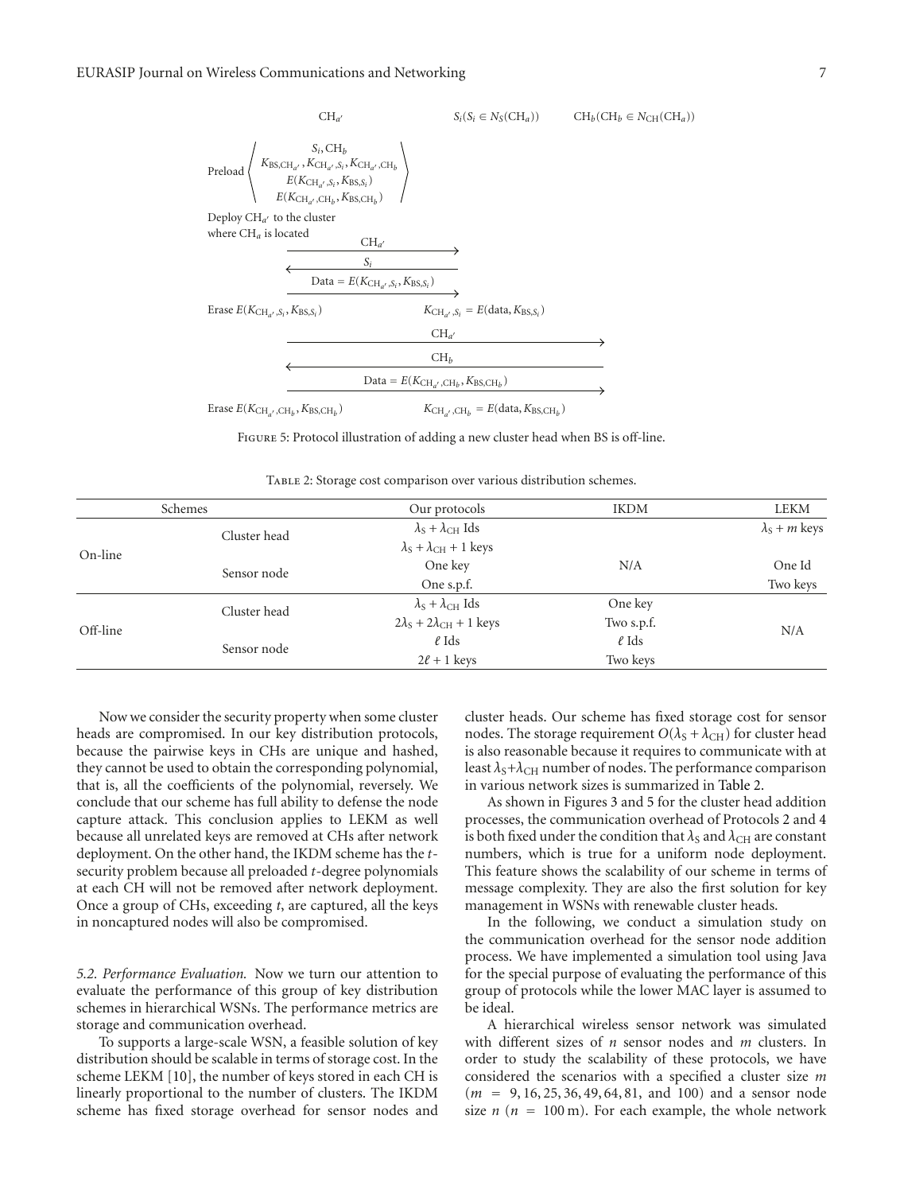$\mathrm{CH}_{a'}$ $\quad S_i (S_i \in N_S(\mathrm{CH}_a))$ $\quad \mathrm{CH}_b (\mathrm{CH}_b \in N_{\mathrm{CH}}(\mathrm{CH}_a))$

$$\text{Preload} \left\langle \begin{array}{c} S_i, \mathrm{CH}_b \\ K_{\mathrm{BS},\mathrm{CH}_{a'}}, K_{\mathrm{CH}_{a'},S_i}, K_{\mathrm{CH}_{a'},\mathrm{CH}_b} \\ E(K_{\mathrm{CH}_{a'},S_i}, K_{\mathrm{BS},S_i}) \\ E(K_{\mathrm{CH}_{a'},\mathrm{CH}_b}, K_{\mathrm{BS},\mathrm{CH}_b}) \end{array} \right\rangle$$

Deploy $\mathrm{CH}_{a'}$ to the cluster where $\mathrm{CH}_a$ is located

$\mathrm{CH}_{a'}$ → $S_i$: $\mathrm{CH}_{a'}$

$S_i$ → $\mathrm{CH}_{a'}$: $S_i$

$\mathrm{CH}_{a'}$ → $S_i$: Data $= E(K_{\mathrm{CH}_{a'},S_i}, K_{\mathrm{BS},S_i})$

Erase $E(K_{\mathrm{CH}_{a'},S_i}, K_{\mathrm{BS},S_i})$ $\qquad K_{\mathrm{CH}_{a'},S_i} = E(\text{data}, K_{\mathrm{BS},S_i})$

$\mathrm{CH}_{a'}$ → $\mathrm{CH}_b$: $\mathrm{CH}_{a'}$

$\mathrm{CH}_b$ → $\mathrm{CH}_{a'}$: $\mathrm{CH}_b$

$\mathrm{CH}_{a'}$ → $\mathrm{CH}_b$: Data $= E(K_{\mathrm{CH}_{a'},\mathrm{CH}_b}, K_{\mathrm{BS},\mathrm{CH}_b})$

Erase $E(K_{\mathrm{CH}_{a'},\mathrm{CH}_b}, K_{\mathrm{BS},\mathrm{CH}_b})$ $\qquad K_{\mathrm{CH}_{a'},\mathrm{CH}_b} = E(\text{data}, K_{\mathrm{BS},\mathrm{CH}_b})$

Figure 5: Protocol illustration of adding a new cluster head when BS is off-line.

Table 2: Storage cost comparison over various distribution schemes.

| Schemes | | Our protocols | IKDM | LEKM |
|---|---|---|---|---|
| On-line | Cluster head | $\lambda_S + \lambda_{CH}$ Ids | N/A | $\lambda_S + m$ keys |
| | | $\lambda_S + \lambda_{CH} + 1$ keys | | |
| | Sensor node | One key | | One Id |
| | | One s.p.f. | | Two keys |
| Off-line | Cluster head | $\lambda_S + \lambda_{CH}$ Ids | One key | N/A |
| | | $2\lambda_S + 2\lambda_{CH} + 1$ keys | Two s.p.f. | |
| | Sensor node | $\ell$ Ids | $\ell$ Ids | |
| | | $2\ell + 1$ keys | Two keys | |

Now we consider the security property when some cluster heads are compromised. In our key distribution protocols, because the pairwise keys in CHs are unique and hashed, they cannot be used to obtain the corresponding polynomial, that is, all the coefficients of the polynomial, reversely. We conclude that our scheme has full ability to defense the node capture attack. This conclusion applies to LEKM as well because all unrelated keys are removed at CHs after network deployment. On the other hand, the IKDM scheme has the $t$-security problem because all preloaded $t$-degree polynomials at each CH will not be removed after network deployment. Once a group of CHs, exceeding $t$, are captured, all the keys in noncaptured nodes will also be compromised.

*5.2. Performance Evaluation.* Now we turn our attention to evaluate the performance of this group of key distribution schemes in hierarchical WSNs. The performance metrics are storage and communication overhead.

To supports a large-scale WSN, a feasible solution of key distribution should be scalable in terms of storage cost. In the scheme LEKM [10], the number of keys stored in each CH is linearly proportional to the number of clusters. The IKDM scheme has fixed storage overhead for sensor nodes and cluster heads. Our scheme has fixed storage cost for sensor nodes. The storage requirement $O(\lambda_S + \lambda_{CH})$ for cluster head is also reasonable because it requires to communicate with at least $\lambda_S + \lambda_{CH}$ number of nodes. The performance comparison in various network sizes is summarized in Table 2.

As shown in Figures 3 and 5 for the cluster head addition processes, the communication overhead of Protocols 2 and 4 is both fixed under the condition that $\lambda_S$ and $\lambda_{CH}$ are constant numbers, which is true for a uniform node deployment. This feature shows the scalability of our scheme in terms of message complexity. They are also the first solution for key management in WSNs with renewable cluster heads.

In the following, we conduct a simulation study on the communication overhead for the sensor node addition process. We have implemented a simulation tool using Java for the special purpose of evaluating the performance of this group of protocols while the lower MAC layer is assumed to be ideal.

A hierarchical wireless sensor network was simulated with different sizes of $n$ sensor nodes and $m$ clusters. In order to study the scalability of these protocols, we have considered the scenarios with a specified a cluster size $m$ ($m = 9, 16, 25, 36, 49, 64, 81$, and $100$) and a sensor node size $n$ ($n = 100\,\text{m}$). For each example, the whole network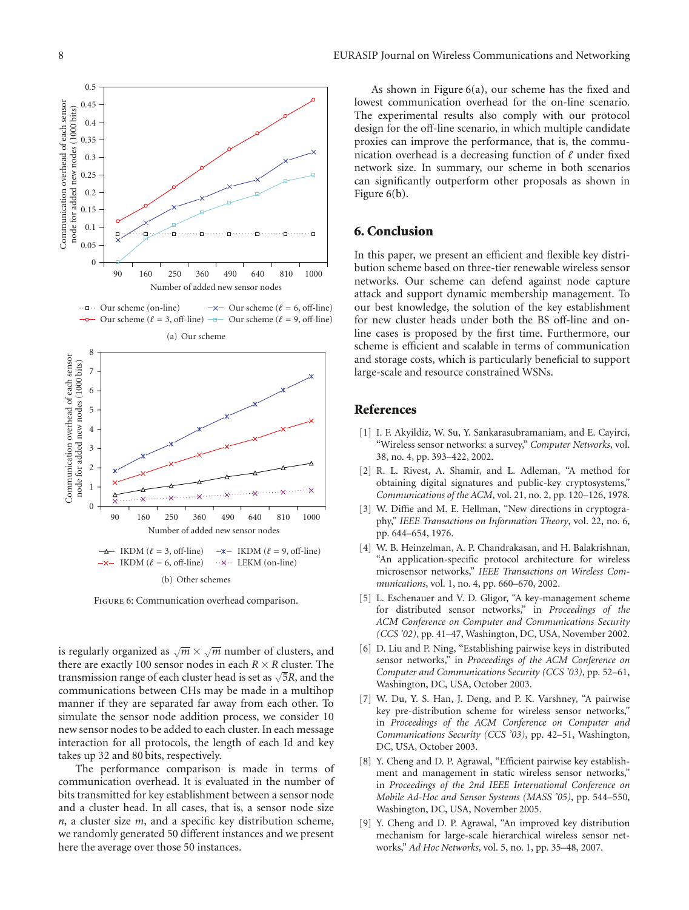FIGURE 6: Communication overhead comparison.

(a) Our scheme

(b) Other schemes

is regularly organized as $\sqrt{m} \times \sqrt{m}$ number of clusters, and there are exactly 100 sensor nodes in each $R \times R$ cluster. The transmission range of each cluster head is set as $\sqrt{5}R$, and the communications between CHs may be made in a multihop manner if they are separated far away from each other. To simulate the sensor node addition process, we consider 10 new sensor nodes to be added to each cluster. In each message interaction for all protocols, the length of each Id and key takes up 32 and 80 bits, respectively.

The performance comparison is made in terms of communication overhead. It is evaluated in the number of bits transmitted for key establishment between a sensor node and a cluster head. In all cases, that is, a sensor node size $n$, a cluster size $m$, and a specific key distribution scheme, we randomly generated 50 different instances and we present here the average over those 50 instances.

As shown in Figure 6(a), our scheme has the fixed and lowest communication overhead for the on-line scenario. The experimental results also comply with our protocol design for the off-line scenario, in which multiple candidate proxies can improve the performance, that is, the communication overhead is a decreasing function of $\ell$ under fixed network size. In summary, our scheme in both scenarios can significantly outperform other proposals as shown in Figure 6(b).

## 6. Conclusion

In this paper, we present an efficient and flexible key distribution scheme based on three-tier renewable wireless sensor networks. Our scheme can defend against node capture attack and support dynamic membership management. To our best knowledge, the solution of the key establishment for new cluster heads under both the BS off-line and on-line cases is proposed by the first time. Furthermore, our scheme is efficient and scalable in terms of communication and storage costs, which is particularly beneficial to support large-scale and resource constrained WSNs.

## References

[1] I. F. Akyildiz, W. Su, Y. Sankarasubramaniam, and E. Cayirci, "Wireless sensor networks: a survey," *Computer Networks*, vol. 38, no. 4, pp. 393–422, 2002.

[2] R. L. Rivest, A. Shamir, and L. Adleman, "A method for obtaining digital signatures and public-key cryptosystems," *Communications of the ACM*, vol. 21, no. 2, pp. 120–126, 1978.

[3] W. Diffie and M. E. Hellman, "New directions in cryptography," *IEEE Transactions on Information Theory*, vol. 22, no. 6, pp. 644–654, 1976.

[4] W. B. Heinzelman, A. P. Chandrakasan, and H. Balakrishnan, "An application-specific protocol architecture for wireless microsensor networks," *IEEE Transactions on Wireless Communications*, vol. 1, no. 4, pp. 660–670, 2002.

[5] L. Eschenauer and V. D. Gligor, "A key-management scheme for distributed sensor networks," in *Proceedings of the ACM Conference on Computer and Communications Security (CCS '02)*, pp. 41–47, Washington, DC, USA, November 2002.

[6] D. Liu and P. Ning, "Establishing pairwise keys in distributed sensor networks," in *Proceedings of the ACM Conference on Computer and Communications Security (CCS '03)*, pp. 52–61, Washington, DC, USA, October 2003.

[7] W. Du, Y. S. Han, J. Deng, and P. K. Varshney, "A pairwise key pre-distribution scheme for wireless sensor networks," in *Proceedings of the ACM Conference on Computer and Communications Security (CCS '03)*, pp. 42–51, Washington, DC, USA, October 2003.

[8] Y. Cheng and D. P. Agrawal, "Efficient pairwise key establishment and management in static wireless sensor networks," in *Proceedings of the 2nd IEEE International Conference on Mobile Ad-Hoc and Sensor Systems (MASS '05)*, pp. 544–550, Washington, DC, USA, November 2005.

[9] Y. Cheng and D. P. Agrawal, "An improved key distribution mechanism for large-scale hierarchical wireless sensor networks," *Ad Hoc Networks*, vol. 5, no. 1, pp. 35–48, 2007.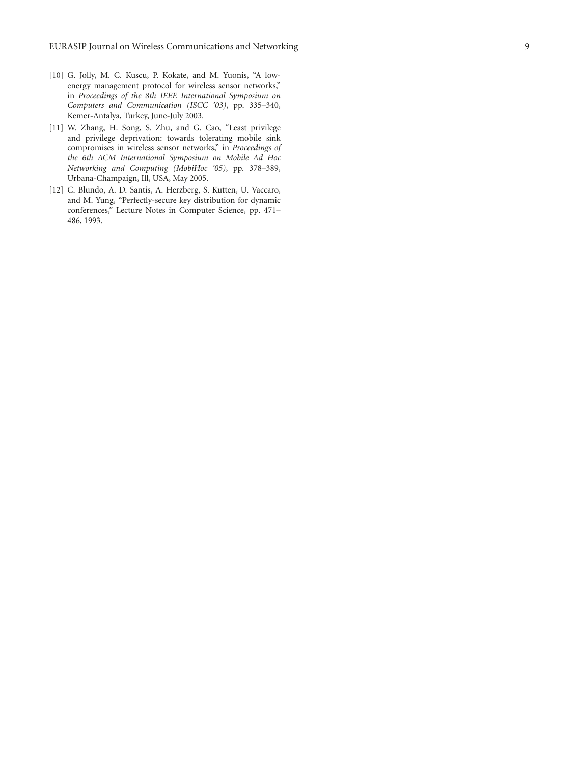[10] G. Jolly, M. C. Kuscu, P. Kokate, and M. Yuonis, "A low-energy management protocol for wireless sensor networks," in *Proceedings of the 8th IEEE International Symposium on Computers and Communication (ISCC '03)*, pp. 335–340, Kemer-Antalya, Turkey, June-July 2003.

[11] W. Zhang, H. Song, S. Zhu, and G. Cao, "Least privilege and privilege deprivation: towards tolerating mobile sink compromises in wireless sensor networks," in *Proceedings of the 6th ACM International Symposium on Mobile Ad Hoc Networking and Computing (MobiHoc '05)*, pp. 378–389, Urbana-Champaign, Ill, USA, May 2005.

[12] C. Blundo, A. D. Santis, A. Herzberg, S. Kutten, U. Vaccaro, and M. Yung, "Perfectly-secure key distribution for dynamic conferences," Lecture Notes in Computer Science, pp. 471–486, 1993.